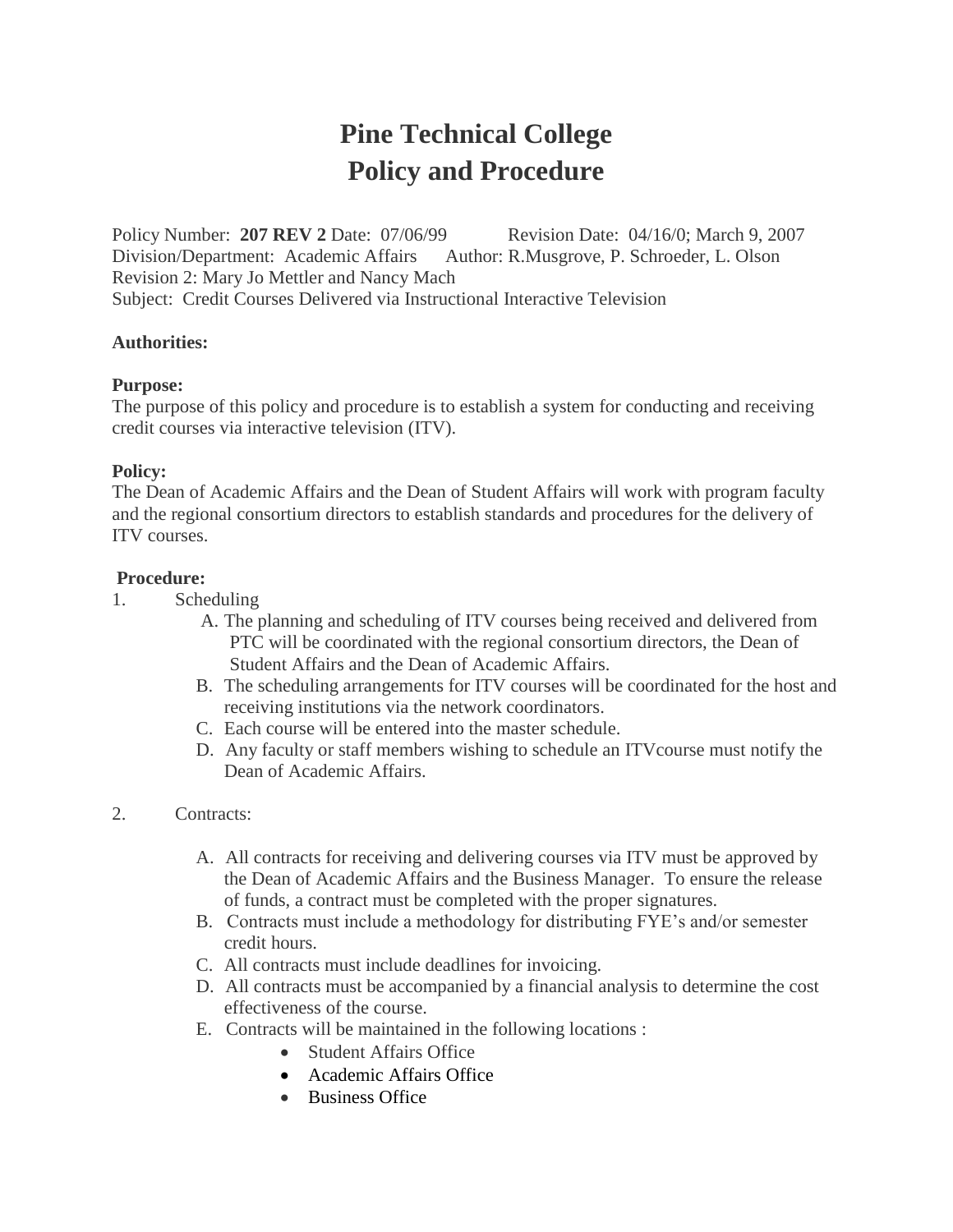# Pine Technical College
# Policy and Procedure

Policy Number: **207 REV 2** Date: 07/06/99 Revision Date: 04/16/0; March 9, 2007
Division/Department: Academic Affairs Author: R.Musgrove, P. Schroeder, L. Olson
Revision 2: Mary Jo Mettler and Nancy Mach
Subject: Credit Courses Delivered via Instructional Interactive Television

**Authorities:**

**Purpose:**
The purpose of this policy and procedure is to establish a system for conducting and receiving credit courses via interactive television (ITV).

**Policy:**
The Dean of Academic Affairs and the Dean of Student Affairs will work with program faculty and the regional consortium directors to establish standards and procedures for the delivery of ITV courses.

**Procedure:**

1. Scheduling
   - A. The planning and scheduling of ITV courses being received and delivered from PTC will be coordinated with the regional consortium directors, the Dean of Student Affairs and the Dean of Academic Affairs.
   - B. The scheduling arrangements for ITV courses will be coordinated for the host and receiving institutions via the network coordinators.
   - C. Each course will be entered into the master schedule.
   - D. Any faculty or staff members wishing to schedule an ITVcourse must notify the Dean of Academic Affairs.

2. Contracts:
   - A. All contracts for receiving and delivering courses via ITV must be approved by the Dean of Academic Affairs and the Business Manager. To ensure the release of funds, a contract must be completed with the proper signatures.
   - B. Contracts must include a methodology for distributing FYE's and/or semester credit hours.
   - C. All contracts must include deadlines for invoicing.
   - D. All contracts must be accompanied by a financial analysis to determine the cost effectiveness of the course.
   - E. Contracts will be maintained in the following locations :
     - Student Affairs Office
     - Academic Affairs Office
     - Business Office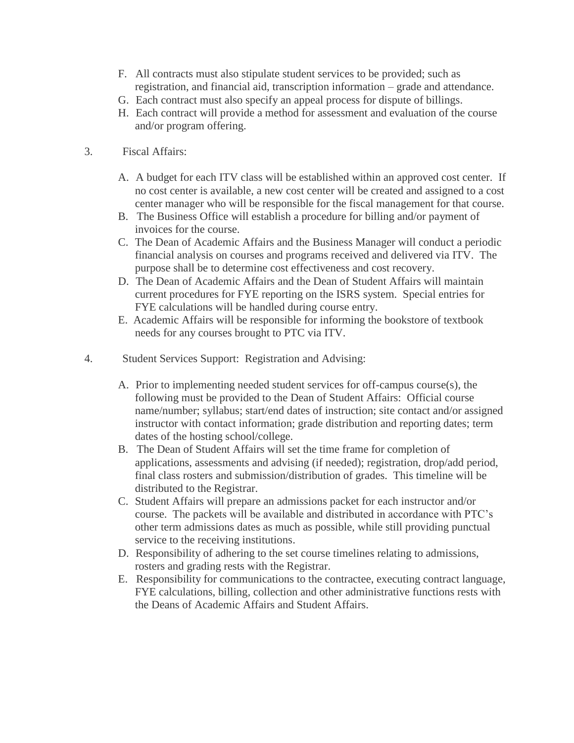F. All contracts must also stipulate student services to be provided; such as registration, and financial aid, transcription information – grade and attendance.
G. Each contract must also specify an appeal process for dispute of billings.
H. Each contract will provide a method for assessment and evaluation of the course and/or program offering.

3. Fiscal Affairs:

A. A budget for each ITV class will be established within an approved cost center. If no cost center is available, a new cost center will be created and assigned to a cost center manager who will be responsible for the fiscal management for that course.
B. The Business Office will establish a procedure for billing and/or payment of invoices for the course.
C. The Dean of Academic Affairs and the Business Manager will conduct a periodic financial analysis on courses and programs received and delivered via ITV. The purpose shall be to determine cost effectiveness and cost recovery.
D. The Dean of Academic Affairs and the Dean of Student Affairs will maintain current procedures for FYE reporting on the ISRS system. Special entries for FYE calculations will be handled during course entry.
E. Academic Affairs will be responsible for informing the bookstore of textbook needs for any courses brought to PTC via ITV.

4. Student Services Support: Registration and Advising:

A. Prior to implementing needed student services for off-campus course(s), the following must be provided to the Dean of Student Affairs: Official course name/number; syllabus; start/end dates of instruction; site contact and/or assigned instructor with contact information; grade distribution and reporting dates; term dates of the hosting school/college.
B. The Dean of Student Affairs will set the time frame for completion of applications, assessments and advising (if needed); registration, drop/add period, final class rosters and submission/distribution of grades. This timeline will be distributed to the Registrar.
C. Student Affairs will prepare an admissions packet for each instructor and/or course. The packets will be available and distributed in accordance with PTC's other term admissions dates as much as possible, while still providing punctual service to the receiving institutions.
D. Responsibility of adhering to the set course timelines relating to admissions, rosters and grading rests with the Registrar.
E. Responsibility for communications to the contractee, executing contract language, FYE calculations, billing, collection and other administrative functions rests with the Deans of Academic Affairs and Student Affairs.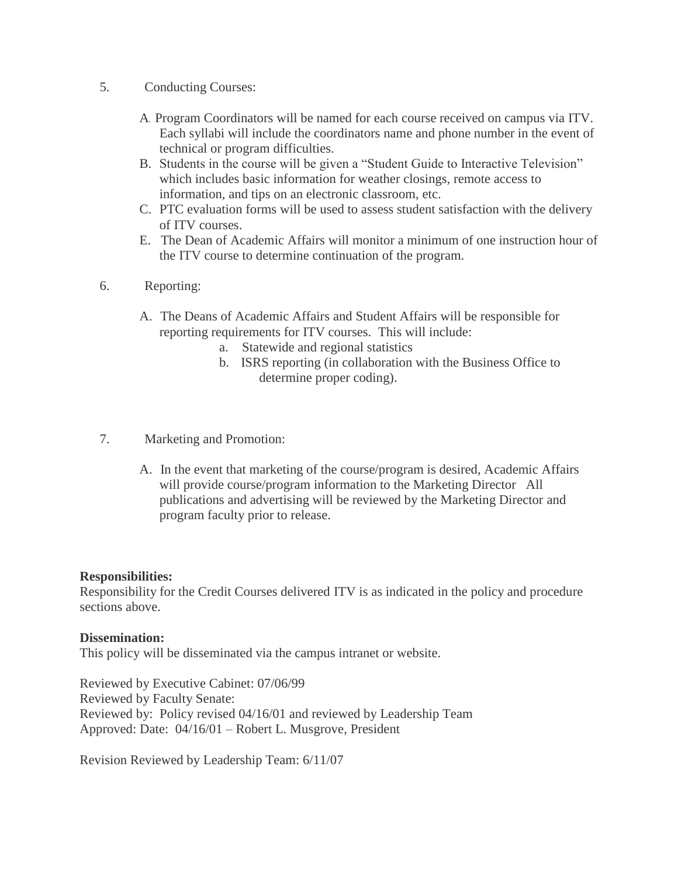5. Conducting Courses:

   A. Program Coordinators will be named for each course received on campus via ITV. Each syllabi will include the coordinators name and phone number in the event of technical or program difficulties.

   B. Students in the course will be given a "Student Guide to Interactive Television" which includes basic information for weather closings, remote access to information, and tips on an electronic classroom, etc.

   C. PTC evaluation forms will be used to assess student satisfaction with the delivery of ITV courses.

   E. The Dean of Academic Affairs will monitor a minimum of one instruction hour of the ITV course to determine continuation of the program.

6. Reporting:

   A. The Deans of Academic Affairs and Student Affairs will be responsible for reporting requirements for ITV courses. This will include:

      a. Statewide and regional statistics

      b. ISRS reporting (in collaboration with the Business Office to determine proper coding).

7. Marketing and Promotion:

   A. In the event that marketing of the course/program is desired, Academic Affairs will provide course/program information to the Marketing Director All publications and advertising will be reviewed by the Marketing Director and program faculty prior to release.

**Responsibilities:**
Responsibility for the Credit Courses delivered ITV is as indicated in the policy and procedure sections above.

**Dissemination:**
This policy will be disseminated via the campus intranet or website.

Reviewed by Executive Cabinet: 07/06/99
Reviewed by Faculty Senate:
Reviewed by: Policy revised 04/16/01 and reviewed by Leadership Team
Approved: Date: 04/16/01 – Robert L. Musgrove, President

Revision Reviewed by Leadership Team: 6/11/07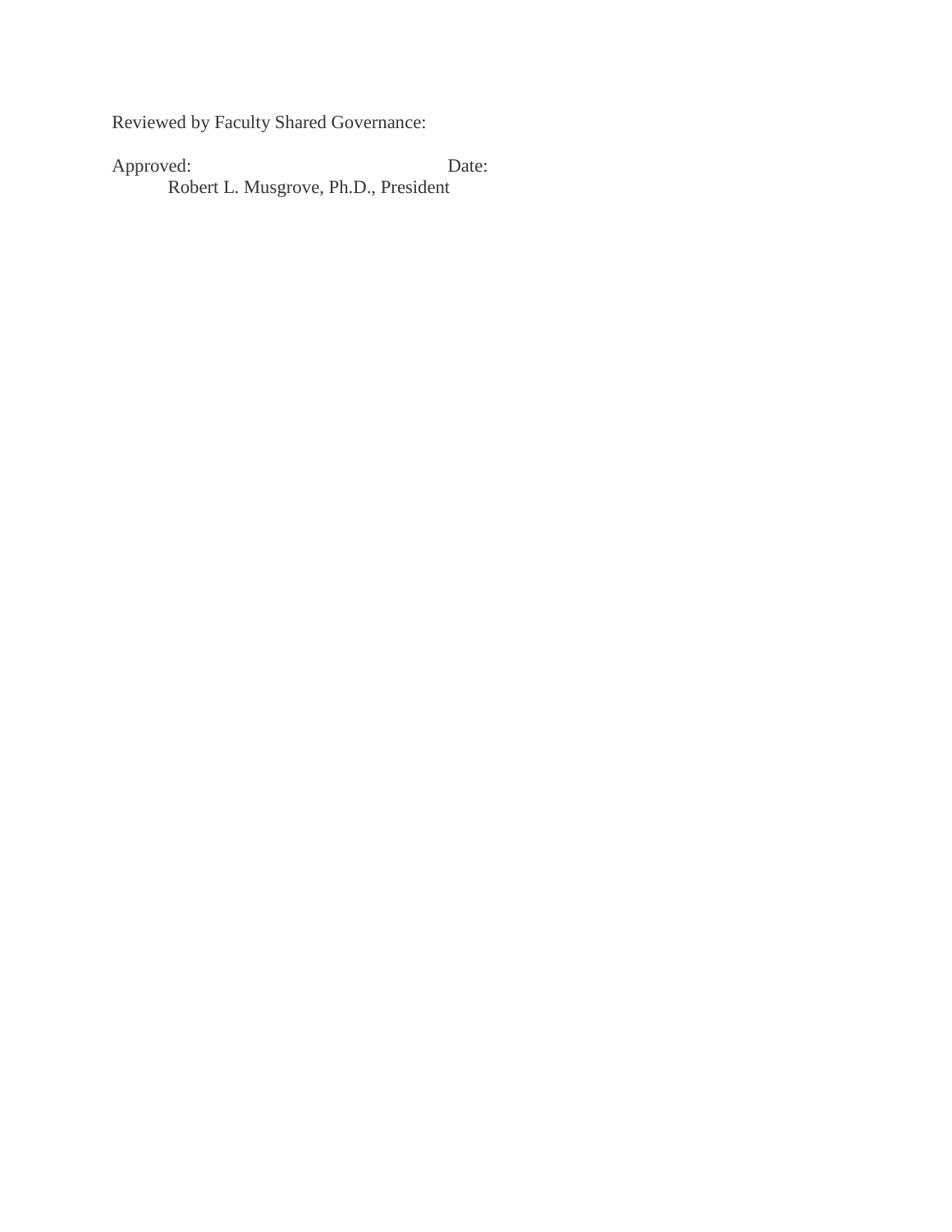Reviewed by Faculty Shared Governance:

Approved: Date:
Robert L. Musgrove, Ph.D., President